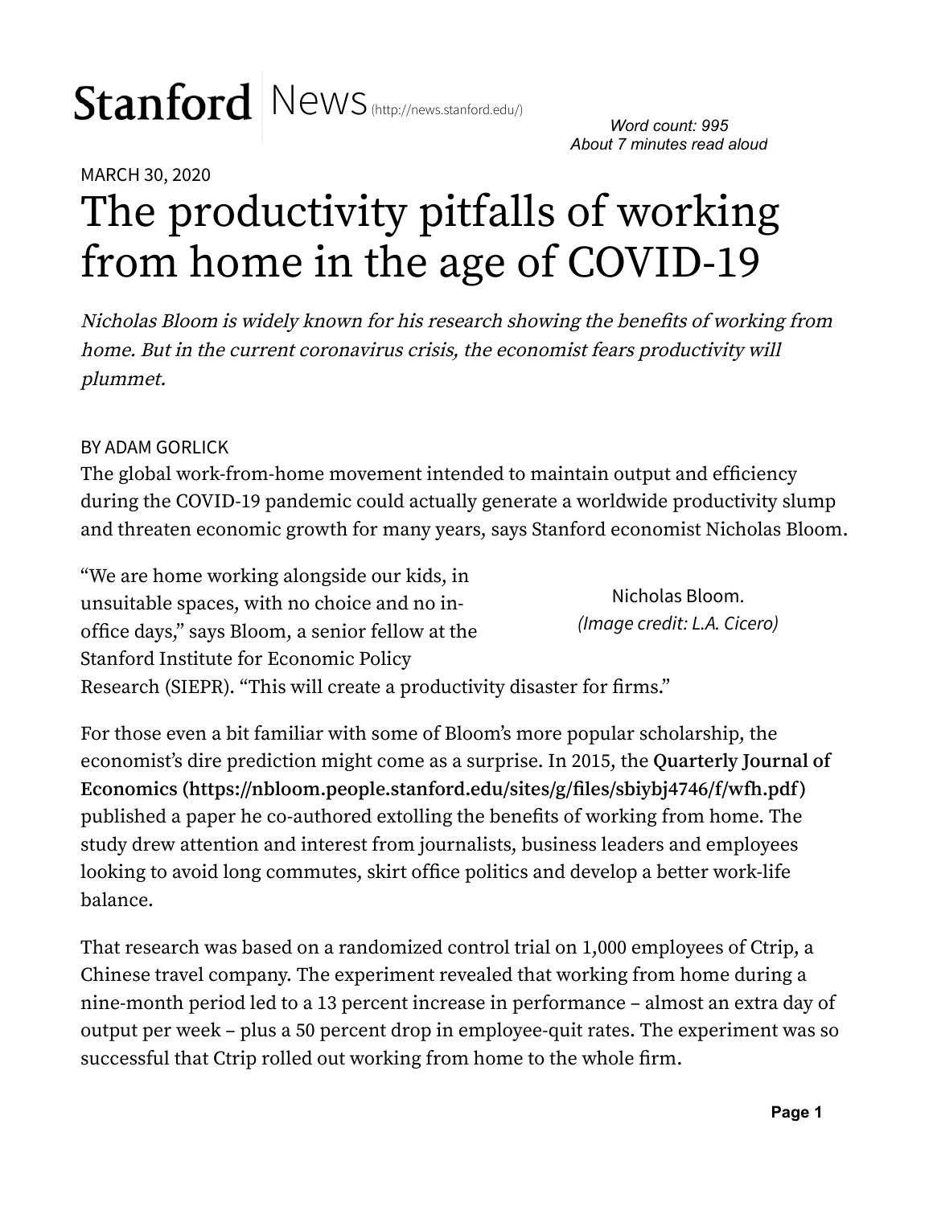**Stanford** News (http://news.stanford.edu/)

*Word count: 995*
*About 7 minutes read aloud*

MARCH 30, 2020

# The productivity pitfalls of working from home in the age of COVID-19

*Nicholas Bloom is widely known for his research showing the benefits of working from home. But in the current coronavirus crisis, the economist fears productivity will plummet.*

BY ADAM GORLICK

The global work-from-home movement intended to maintain output and efficiency during the COVID-19 pandemic could actually generate a worldwide productivity slump and threaten economic growth for many years, says Stanford economist Nicholas Bloom.

Nicholas Bloom.
*(Image credit: L.A. Cicero)*

"We are home working alongside our kids, in unsuitable spaces, with no choice and no in-office days," says Bloom, a senior fellow at the Stanford Institute for Economic Policy Research (SIEPR). "This will create a productivity disaster for firms."

For those even a bit familiar with some of Bloom's more popular scholarship, the economist's dire prediction might come as a surprise. In 2015, the **Quarterly Journal of Economics (https://nbloom.people.stanford.edu/sites/g/files/sbiybj4746/f/wfh.pdf)** published a paper he co-authored extolling the benefits of working from home. The study drew attention and interest from journalists, business leaders and employees looking to avoid long commutes, skirt office politics and develop a better work-life balance.

That research was based on a randomized control trial on 1,000 employees of Ctrip, a Chinese travel company. The experiment revealed that working from home during a nine-month period led to a 13 percent increase in performance – almost an extra day of output per week – plus a 50 percent drop in employee-quit rates. The experiment was so successful that Ctrip rolled out working from home to the whole firm.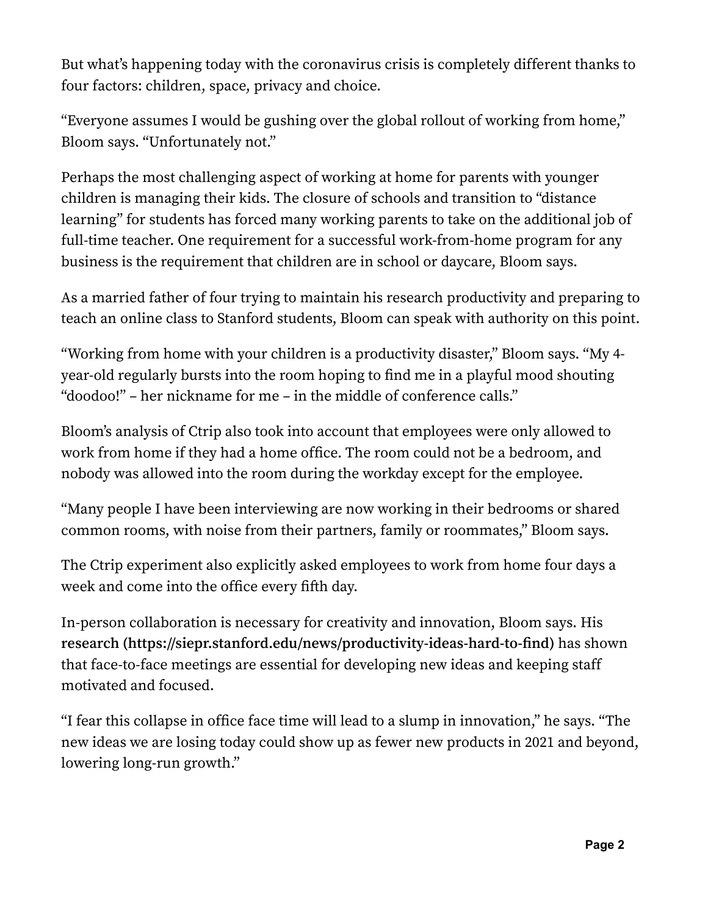But what's happening today with the coronavirus crisis is completely different thanks to four factors: children, space, privacy and choice.

"Everyone assumes I would be gushing over the global rollout of working from home," Bloom says. "Unfortunately not."

Perhaps the most challenging aspect of working at home for parents with younger children is managing their kids. The closure of schools and transition to "distance learning" for students has forced many working parents to take on the additional job of full-time teacher. One requirement for a successful work-from-home program for any business is the requirement that children are in school or daycare, Bloom says.

As a married father of four trying to maintain his research productivity and preparing to teach an online class to Stanford students, Bloom can speak with authority on this point.

"Working from home with your children is a productivity disaster," Bloom says. "My 4-year-old regularly bursts into the room hoping to find me in a playful mood shouting "doodoo!" – her nickname for me – in the middle of conference calls."

Bloom's analysis of Ctrip also took into account that employees were only allowed to work from home if they had a home office. The room could not be a bedroom, and nobody was allowed into the room during the workday except for the employee.

"Many people I have been interviewing are now working in their bedrooms or shared common rooms, with noise from their partners, family or roommates," Bloom says.

The Ctrip experiment also explicitly asked employees to work from home four days a week and come into the office every fifth day.

In-person collaboration is necessary for creativity and innovation, Bloom says. His **research (https://siepr.stanford.edu/news/productivity-ideas-hard-to-find)** has shown that face-to-face meetings are essential for developing new ideas and keeping staff motivated and focused.

"I fear this collapse in office face time will lead to a slump in innovation," he says. "The new ideas we are losing today could show up as fewer new products in 2021 and beyond, lowering long-run growth."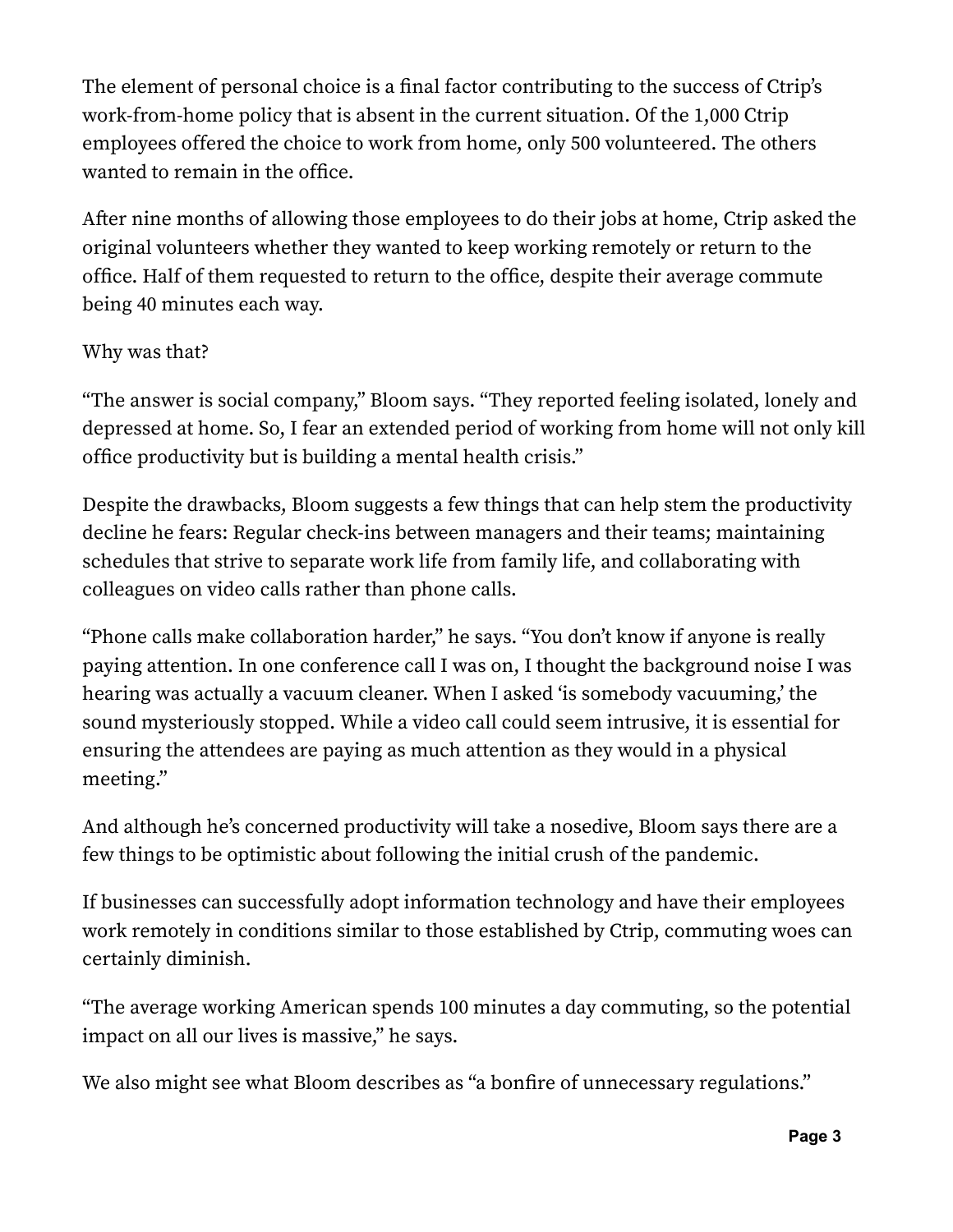The element of personal choice is a final factor contributing to the success of Ctrip's work-from-home policy that is absent in the current situation. Of the 1,000 Ctrip employees offered the choice to work from home, only 500 volunteered. The others wanted to remain in the office.

After nine months of allowing those employees to do their jobs at home, Ctrip asked the original volunteers whether they wanted to keep working remotely or return to the office. Half of them requested to return to the office, despite their average commute being 40 minutes each way.

Why was that?

"The answer is social company," Bloom says. "They reported feeling isolated, lonely and depressed at home. So, I fear an extended period of working from home will not only kill office productivity but is building a mental health crisis."

Despite the drawbacks, Bloom suggests a few things that can help stem the productivity decline he fears: Regular check-ins between managers and their teams; maintaining schedules that strive to separate work life from family life, and collaborating with colleagues on video calls rather than phone calls.

"Phone calls make collaboration harder," he says. "You don't know if anyone is really paying attention. In one conference call I was on, I thought the background noise I was hearing was actually a vacuum cleaner. When I asked 'is somebody vacuuming,' the sound mysteriously stopped. While a video call could seem intrusive, it is essential for ensuring the attendees are paying as much attention as they would in a physical meeting."

And although he's concerned productivity will take a nosedive, Bloom says there are a few things to be optimistic about following the initial crush of the pandemic.

If businesses can successfully adopt information technology and have their employees work remotely in conditions similar to those established by Ctrip, commuting woes can certainly diminish.

"The average working American spends 100 minutes a day commuting, so the potential impact on all our lives is massive," he says.

We also might see what Bloom describes as "a bonfire of unnecessary regulations."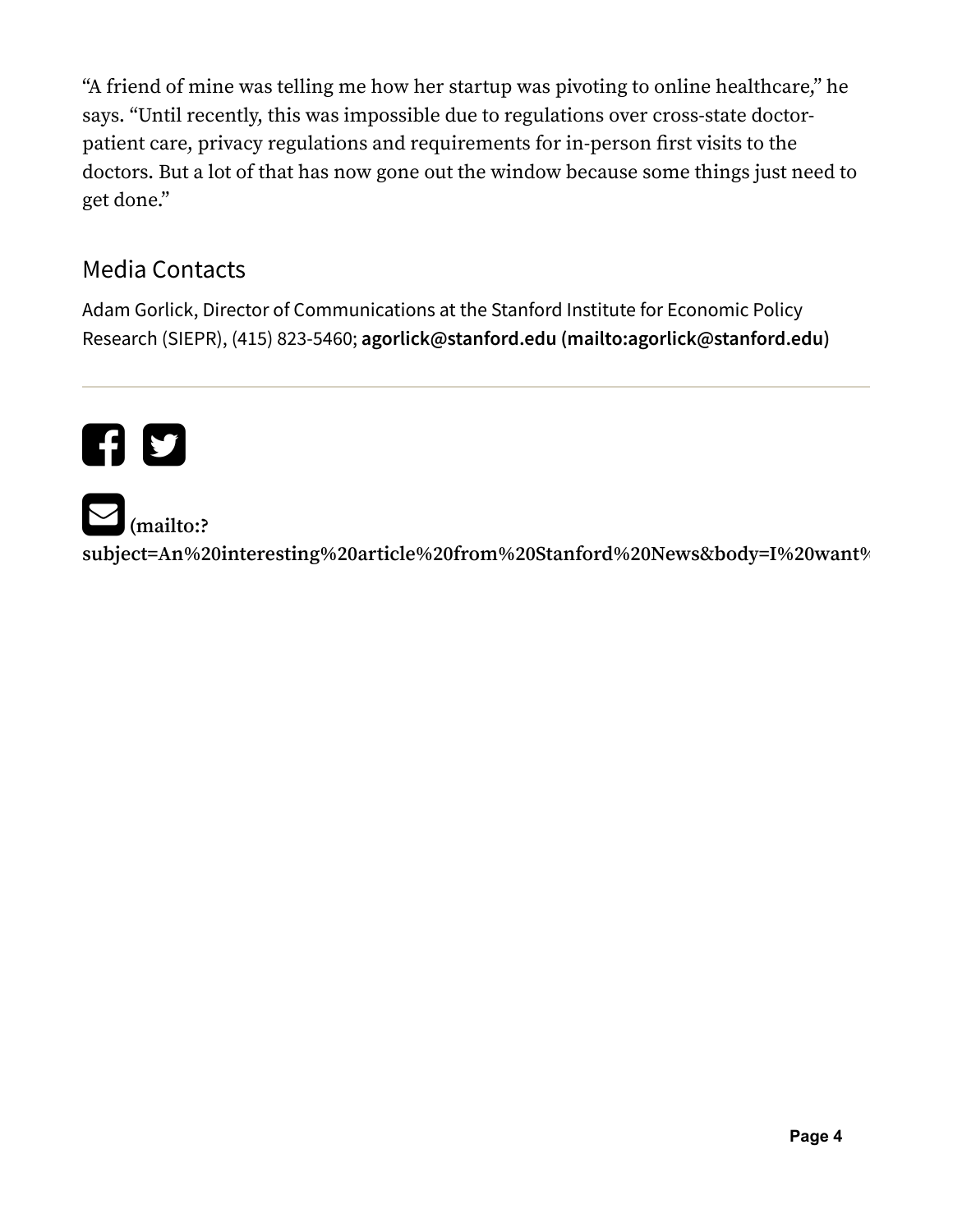"A friend of mine was telling me how her startup was pivoting to online healthcare," he says. "Until recently, this was impossible due to regulations over cross-state doctor-patient care, privacy regulations and requirements for in-person first visits to the doctors. But a lot of that has now gone out the window because some things just need to get done."

## Media Contacts

Adam Gorlick, Director of Communications at the Stanford Institute for Economic Policy Research (SIEPR), (415) 823-5460; **agorlick@stanford.edu (mailto:agorlick@stanford.edu)**

---

**(mailto:?subject=An%20interesting%20article%20from%20Stanford%20News&body=I%20want%**